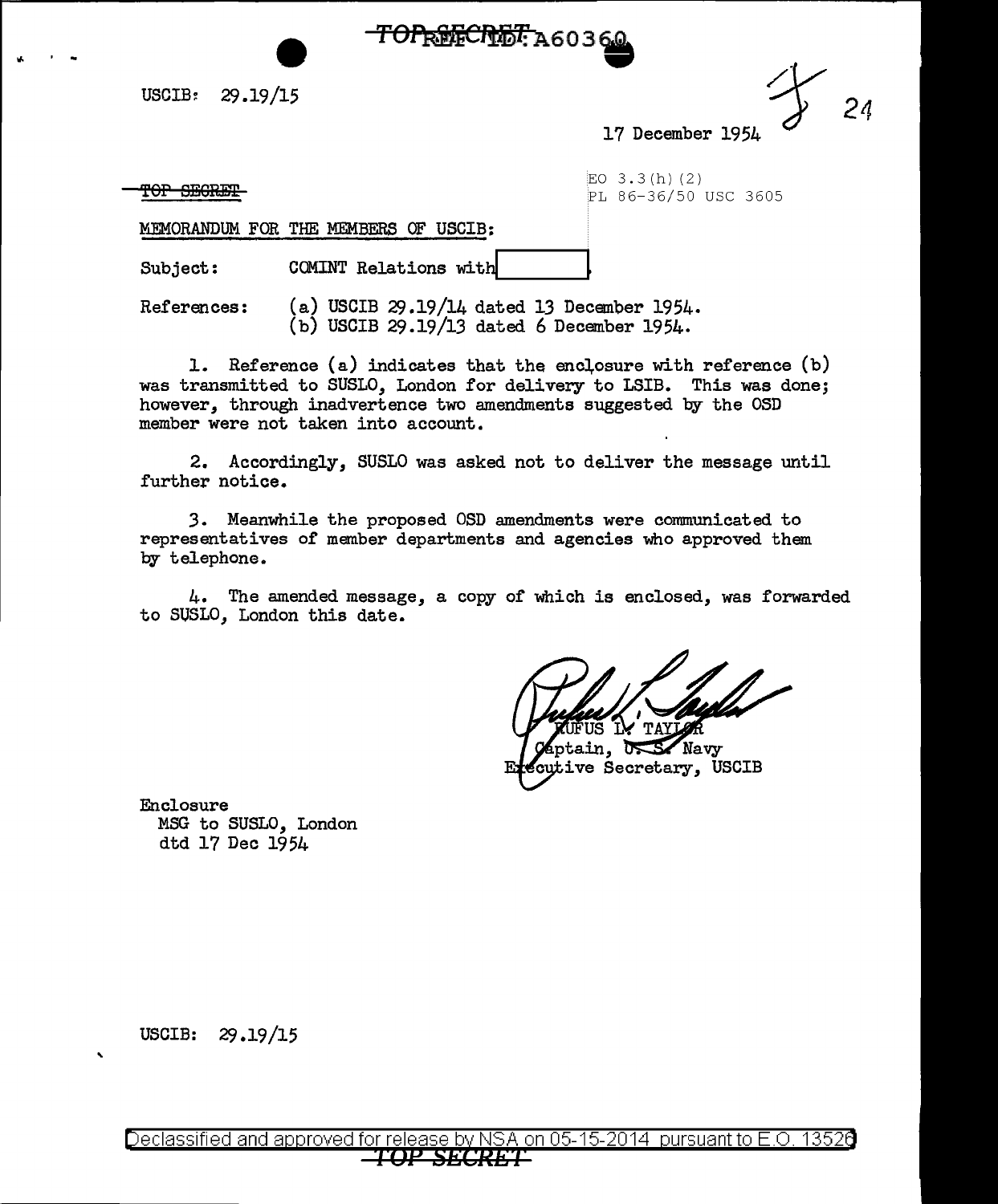TOP SECRET

USCIB: 29.19/15

17 December 1954

TOP SECRET

EO 3.3(h)(2)
PL 86-36/50 USC 3605

MEMORANDUM FOR THE MEMBERS OF USCIB:

Subject: COMINT Relations with [REDACTED]

References: (a) USCIB 29.19/14 dated 13 December 1954.
(b) USCIB 29.19/13 dated 6 December 1954.

1. Reference (a) indicates that the enclosure with reference (b) was transmitted to SUSLO, London for delivery to LSIB. This was done; however, through inadvertence two amendments suggested by the OSD member were not taken into account.

2. Accordingly, SUSLO was asked not to deliver the message until further notice.

3. Meanwhile the proposed OSD amendments were communicated to representatives of member departments and agencies who approved them by telephone.

4. The amended message, a copy of which is enclosed, was forwarded to SUSLO, London this date.

RUFUS L. TAYLOR
Captain, U. S. Navy
Executive Secretary, USCIB

Enclosure
MSG to SUSLO, London
dtd 17 Dec 1954

USCIB: 29.19/15

TOP SECRET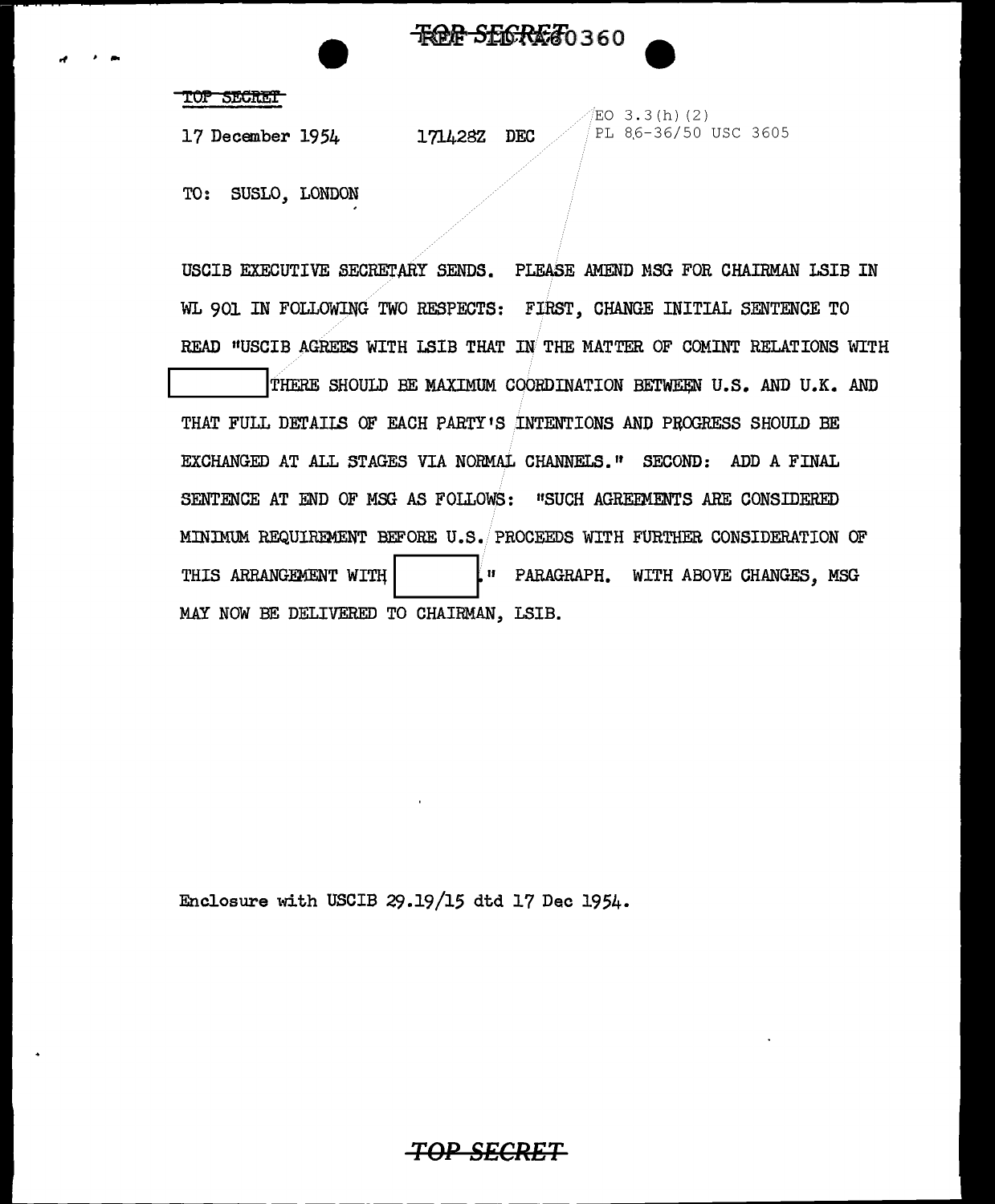~~TOP SECRET~~

17 December 1954 171428Z DEC

EO 3.3(h)(2)
PL 86-36/50 USC 3605

TO: SUSLO, LONDON

USCIB EXECUTIVE SECRETARY SENDS. PLEASE AMEND MSG FOR CHAIRMAN LSIB IN WL 901 IN FOLLOWING TWO RESPECTS: FIRST, CHANGE INITIAL SENTENCE TO READ "USCIB AGREES WITH LSIB THAT IN THE MATTER OF COMINT RELATIONS WITH [ ] THERE SHOULD BE MAXIMUM COORDINATION BETWEEN U.S. AND U.K. AND THAT FULL DETAILS OF EACH PARTY'S INTENTIONS AND PROGRESS SHOULD BE EXCHANGED AT ALL STAGES VIA NORMAL CHANNELS." SECOND: ADD A FINAL SENTENCE AT END OF MSG AS FOLLOWS: "SUCH AGREEMENTS ARE CONSIDERED MINIMUM REQUIREMENT BEFORE U.S. PROCEEDS WITH FURTHER CONSIDERATION OF THIS ARRANGEMENT WITH [ ]." PARAGRAPH. WITH ABOVE CHANGES, MSG MAY NOW BE DELIVERED TO CHAIRMAN, LSIB.

Enclosure with USCIB 29.19/15 dtd 17 Dec 1954.

~~TOP SECRET~~